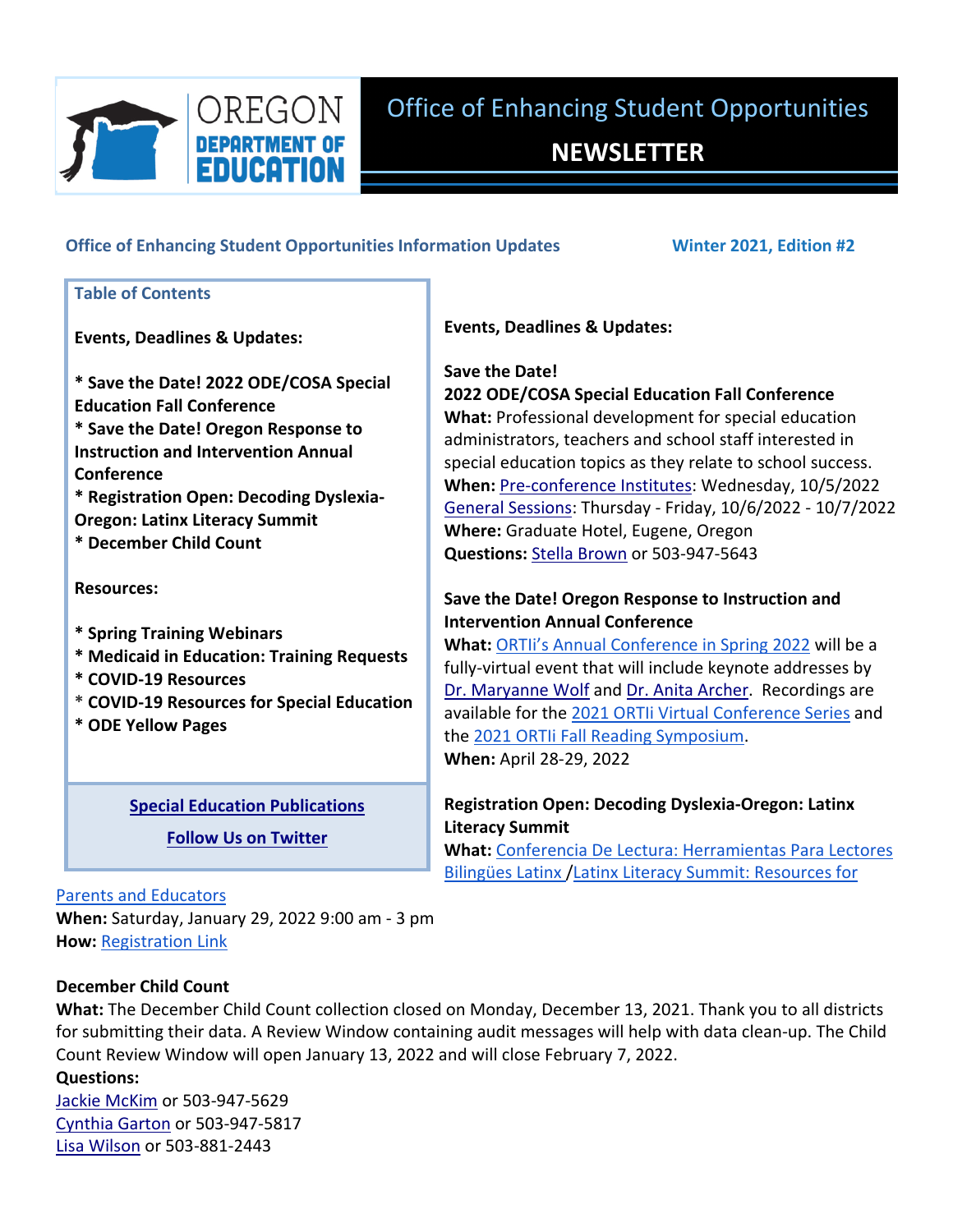# Office of Enhancing Student Opportunities

## NEWSLETTER

**Office of Enhancing Student Opportunities Information Updates** — **Winter 2021, Edition #2**

### Table of Contents

**Events, Deadlines & Updates:**

**\* Save the Date! 2022 ODE/COSA Special Education Fall Conference**
**\* Save the Date! Oregon Response to Instruction and Intervention Annual Conference**
**\* Registration Open: Decoding Dyslexia-Oregon: Latinx Literacy Summit**
**\* December Child Count**

**Resources:**

**\* Spring Training Webinars**
**\* Medicaid in Education: Training Requests**
**\* COVID-19 Resources**
\* **COVID-19 Resources for Special Education**
**\* ODE Yellow Pages**

**Special Education Publications**

**Follow Us on Twitter**

### Events, Deadlines & Updates:

**Save the Date!**
**2022 ODE/COSA Special Education Fall Conference**
**What:** Professional development for special education administrators, teachers and school staff interested in special education topics as they relate to school success.
**When:** Pre-conference Institutes: Wednesday, 10/5/2022
General Sessions: Thursday - Friday, 10/6/2022 - 10/7/2022
**Where:** Graduate Hotel, Eugene, Oregon
**Questions:** Stella Brown or 503-947-5643

**Save the Date! Oregon Response to Instruction and Intervention Annual Conference**
**What:** ORTIi's Annual Conference in Spring 2022 will be a fully-virtual event that will include keynote addresses by Dr. Maryanne Wolf and Dr. Anita Archer. Recordings are available for the 2021 ORTIi Virtual Conference Series and the 2021 ORTIi Fall Reading Symposium.
**When:** April 28-29, 2022

**Registration Open: Decoding Dyslexia-Oregon: Latinx Literacy Summit**
**What:** Conferencia De Lectura: Herramientas Para Lectores Bilingües Latinx /Latinx Literacy Summit: Resources for Parents and Educators
**When:** Saturday, January 29, 2022 9:00 am - 3 pm
**How:** Registration Link

**December Child Count**
**What:** The December Child Count collection closed on Monday, December 13, 2021. Thank you to all districts for submitting their data. A Review Window containing audit messages will help with data clean-up. The Child Count Review Window will open January 13, 2022 and will close February 7, 2022.
**Questions:**
Jackie McKim or 503-947-5629
Cynthia Garton or 503-947-5817
Lisa Wilson or 503-881-2443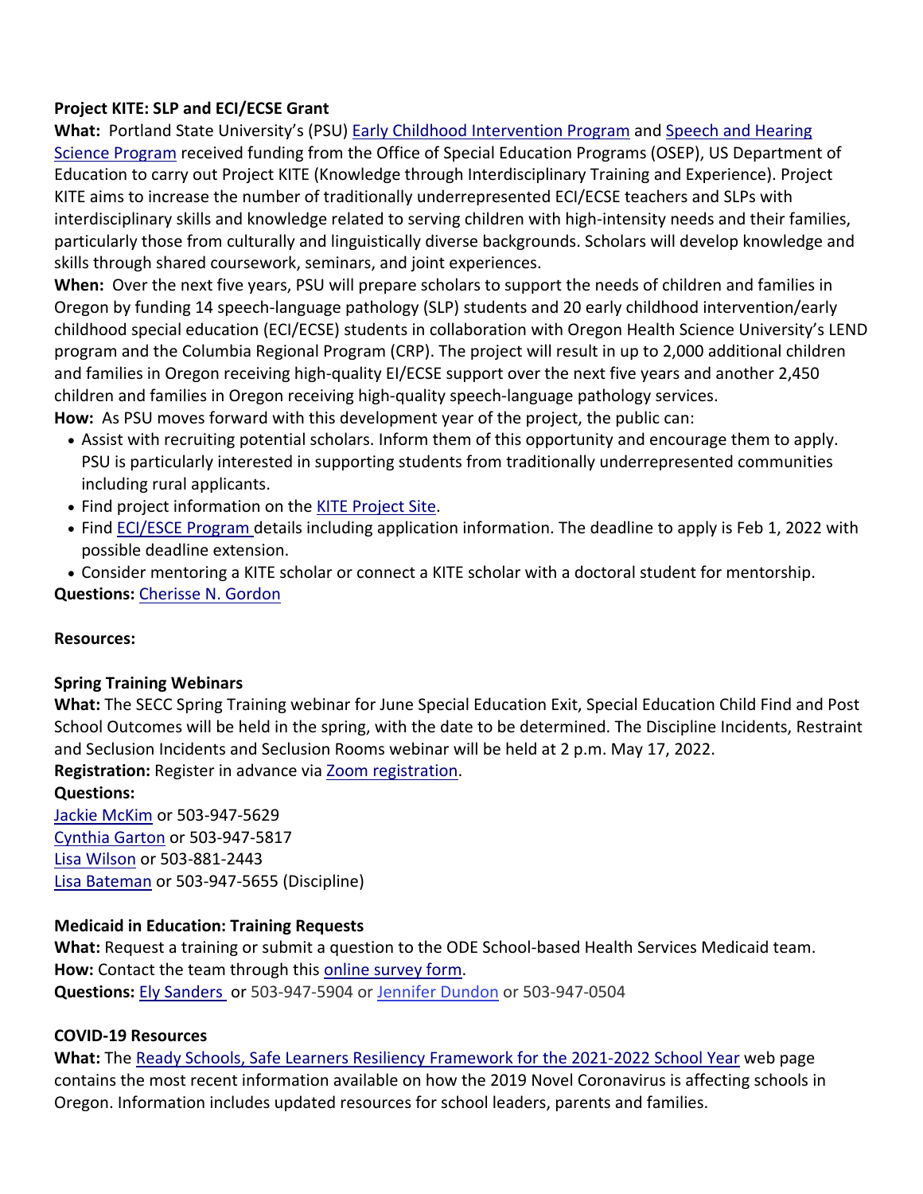**Project KITE: SLP and ECI/ECSE Grant**

**What:** Portland State University's (PSU) Early Childhood Intervention Program and Speech and Hearing Science Program received funding from the Office of Special Education Programs (OSEP), US Department of Education to carry out Project KITE (Knowledge through Interdisciplinary Training and Experience). Project KITE aims to increase the number of traditionally underrepresented ECI/ECSE teachers and SLPs with interdisciplinary skills and knowledge related to serving children with high-intensity needs and their families, particularly those from culturally and linguistically diverse backgrounds. Scholars will develop knowledge and skills through shared coursework, seminars, and joint experiences.

**When:** Over the next five years, PSU will prepare scholars to support the needs of children and families in Oregon by funding 14 speech-language pathology (SLP) students and 20 early childhood intervention/early childhood special education (ECI/ECSE) students in collaboration with Oregon Health Science University's LEND program and the Columbia Regional Program (CRP). The project will result in up to 2,000 additional children and families in Oregon receiving high-quality EI/ECSE support over the next five years and another 2,450 children and families in Oregon receiving high-quality speech-language pathology services.

**How:** As PSU moves forward with this development year of the project, the public can:

- Assist with recruiting potential scholars. Inform them of this opportunity and encourage them to apply. PSU is particularly interested in supporting students from traditionally underrepresented communities including rural applicants.
- Find project information on the KITE Project Site.
- Find ECI/ESCE Program details including application information. The deadline to apply is Feb 1, 2022 with possible deadline extension.
- Consider mentoring a KITE scholar or connect a KITE scholar with a doctoral student for mentorship.

**Questions:** Cherisse N. Gordon

**Resources:**

**Spring Training Webinars**

**What:** The SECC Spring Training webinar for June Special Education Exit, Special Education Child Find and Post School Outcomes will be held in the spring, with the date to be determined. The Discipline Incidents, Restraint and Seclusion Incidents and Seclusion Rooms webinar will be held at 2 p.m. May 17, 2022.

**Registration:** Register in advance via Zoom registration.

**Questions:**

Jackie McKim or 503-947-5629
Cynthia Garton or 503-947-5817
Lisa Wilson or 503-881-2443
Lisa Bateman or 503-947-5655 (Discipline)

**Medicaid in Education: Training Requests**

**What:** Request a training or submit a question to the ODE School-based Health Services Medicaid team.

**How:** Contact the team through this online survey form.

**Questions:** Ely Sanders or 503-947-5904 or Jennifer Dundon or 503-947-0504

**COVID-19 Resources**

**What:** The Ready Schools, Safe Learners Resiliency Framework for the 2021-2022 School Year web page contains the most recent information available on how the 2019 Novel Coronavirus is affecting schools in Oregon. Information includes updated resources for school leaders, parents and families.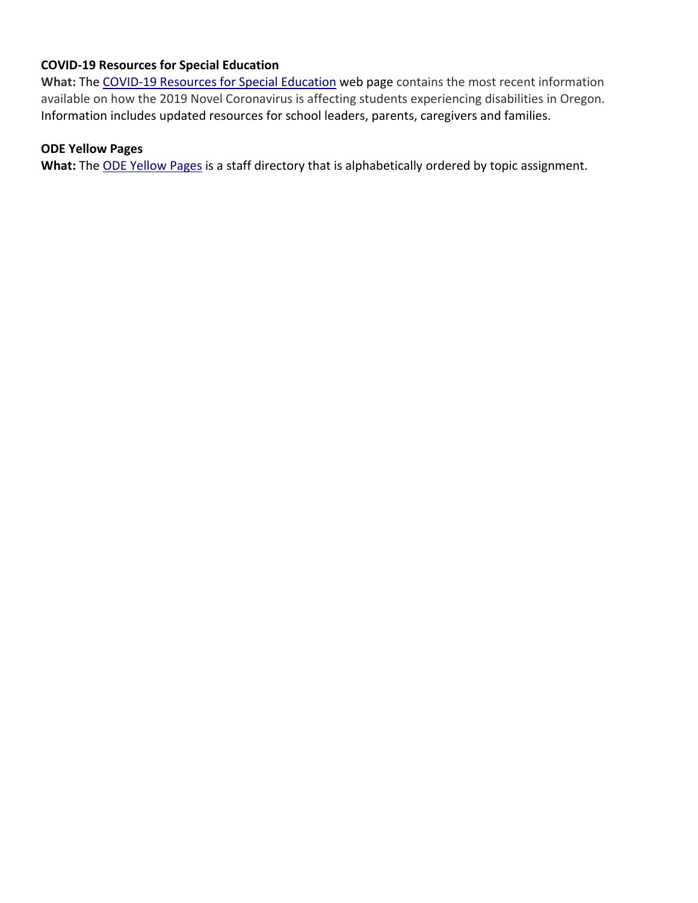**COVID-19 Resources for Special Education**

**What:** The COVID-19 Resources for Special Education web page contains the most recent information available on how the 2019 Novel Coronavirus is affecting students experiencing disabilities in Oregon. Information includes updated resources for school leaders, parents, caregivers and families.

**ODE Yellow Pages**

**What:** The ODE Yellow Pages is a staff directory that is alphabetically ordered by topic assignment.